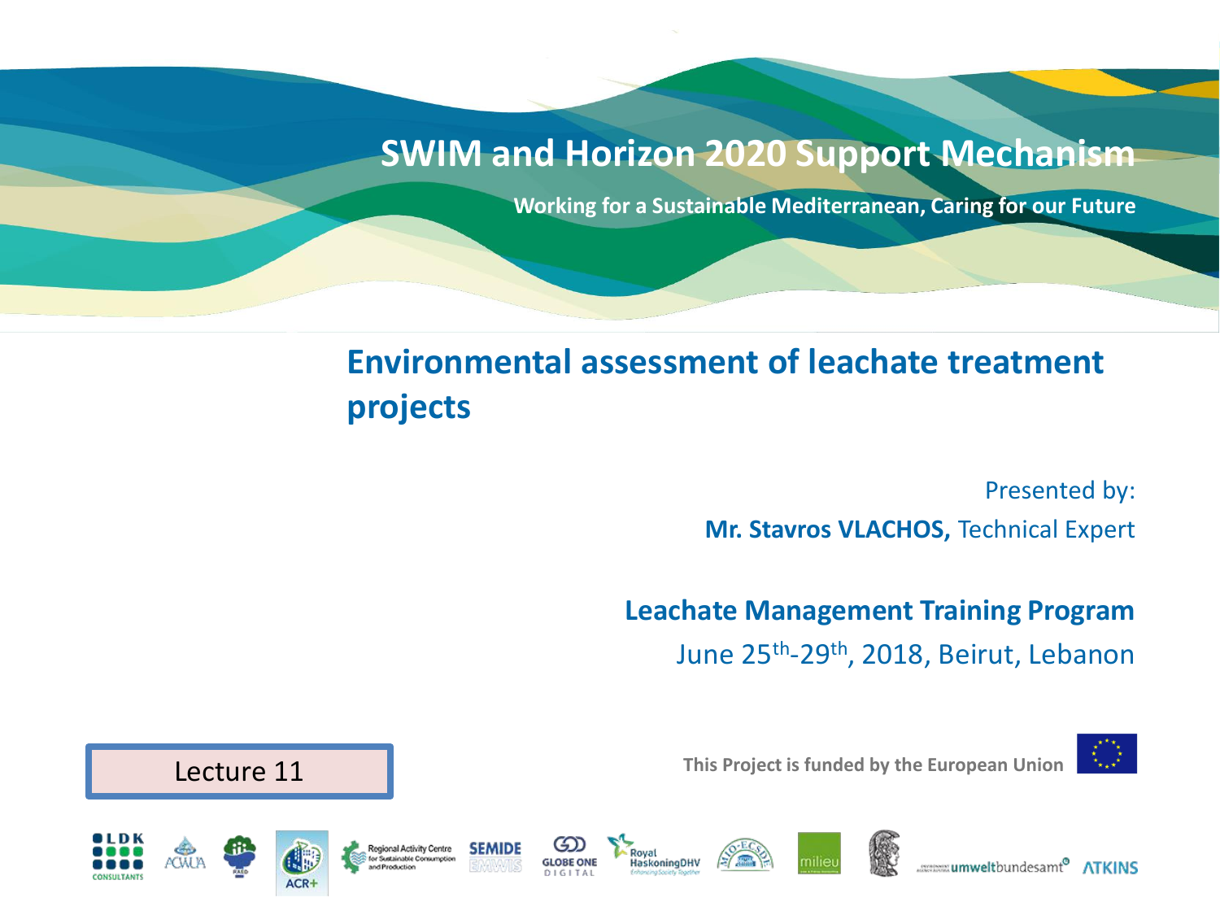# SWIM and Horizon 2020 Support Mechanism

**Working for a Sustainable Mediterranean, Caring for our Future**

## Environmental assessment of leachate treatment projects

Presented by:

**Mr. Stavros VLACHOS,** Technical Expert

**Leachate Management Training Program**

June 25th-29th, 2018, Beirut, Lebanon

Lecture 11

**This Project is funded by the European Union**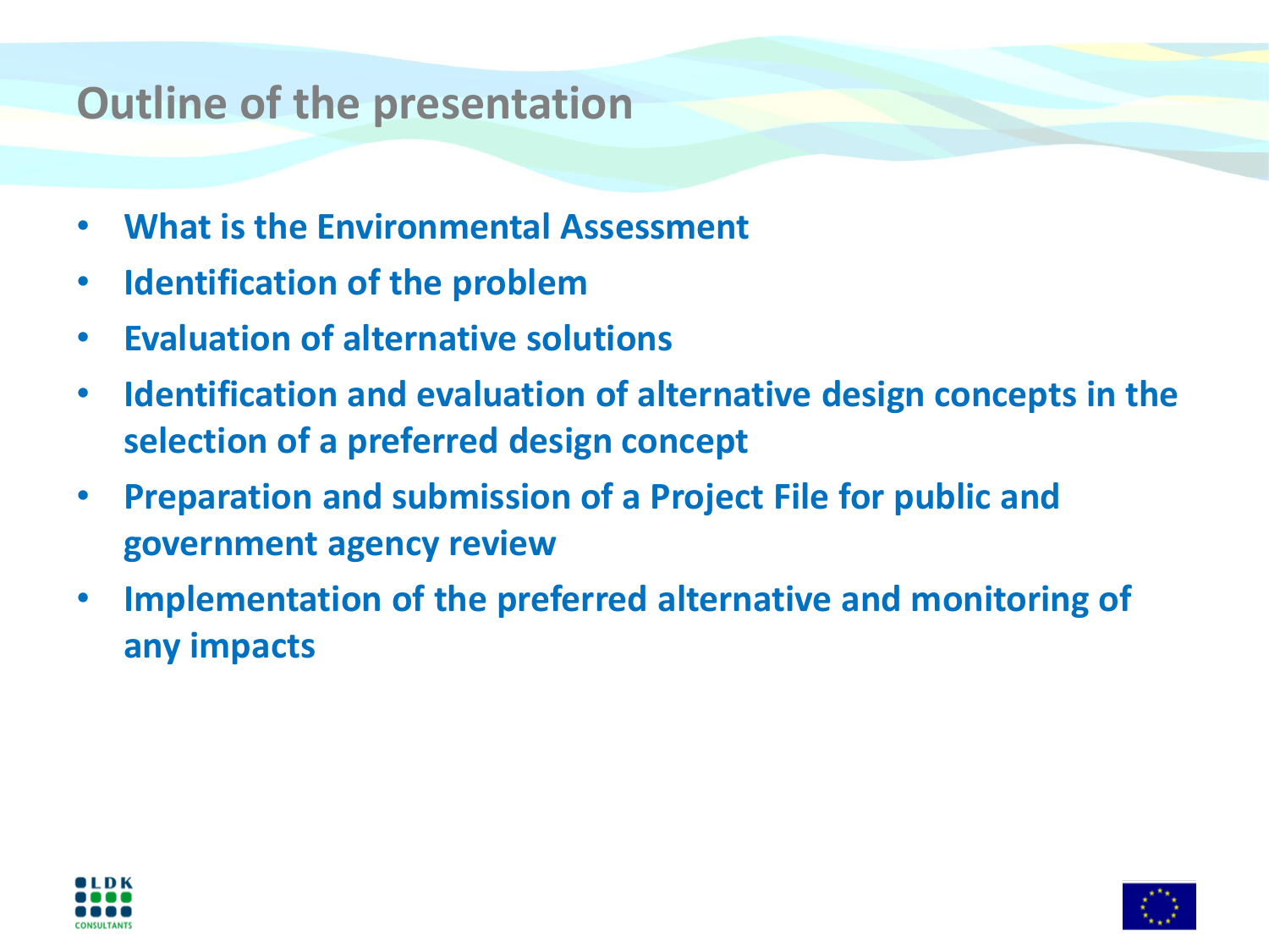# Outline of the presentation

- **What is the Environmental Assessment**
- **Identification of the problem**
- **Evaluation of alternative solutions**
- **Identification and evaluation of alternative design concepts in the selection of a preferred design concept**
- **Preparation and submission of a Project File for public and government agency review**
- **Implementation of the preferred alternative and monitoring of any impacts**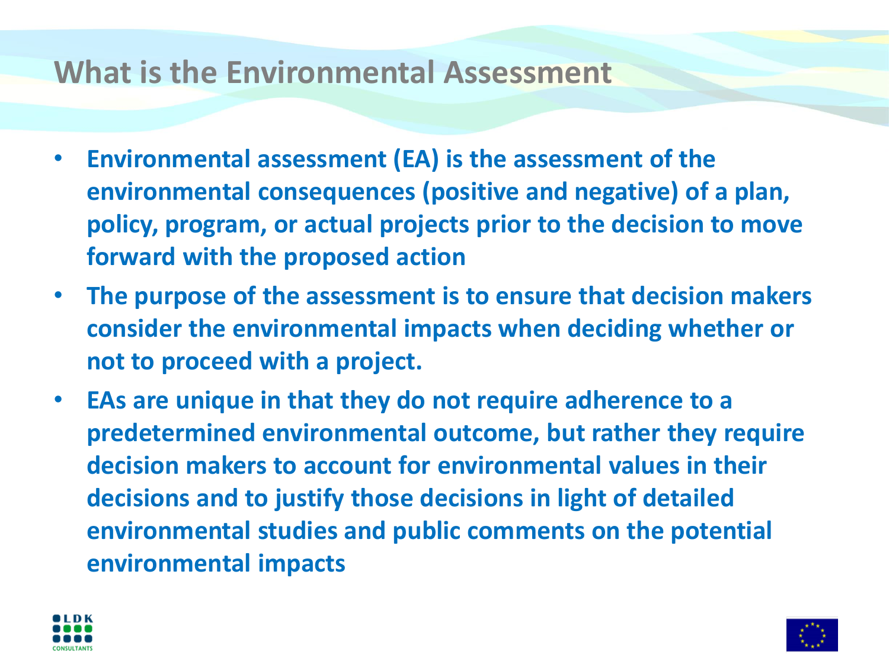# What is the Environmental Assessment

- **Environmental assessment (EA) is the assessment of the environmental consequences (positive and negative) of a plan, policy, program, or actual projects prior to the decision to move forward with the proposed action**
- **The purpose of the assessment is to ensure that decision makers consider the environmental impacts when deciding whether or not to proceed with a project.**
- **EAs are unique in that they do not require adherence to a predetermined environmental outcome, but rather they require decision makers to account for environmental values in their decisions and to justify those decisions in light of detailed environmental studies and public comments on the potential environmental impacts**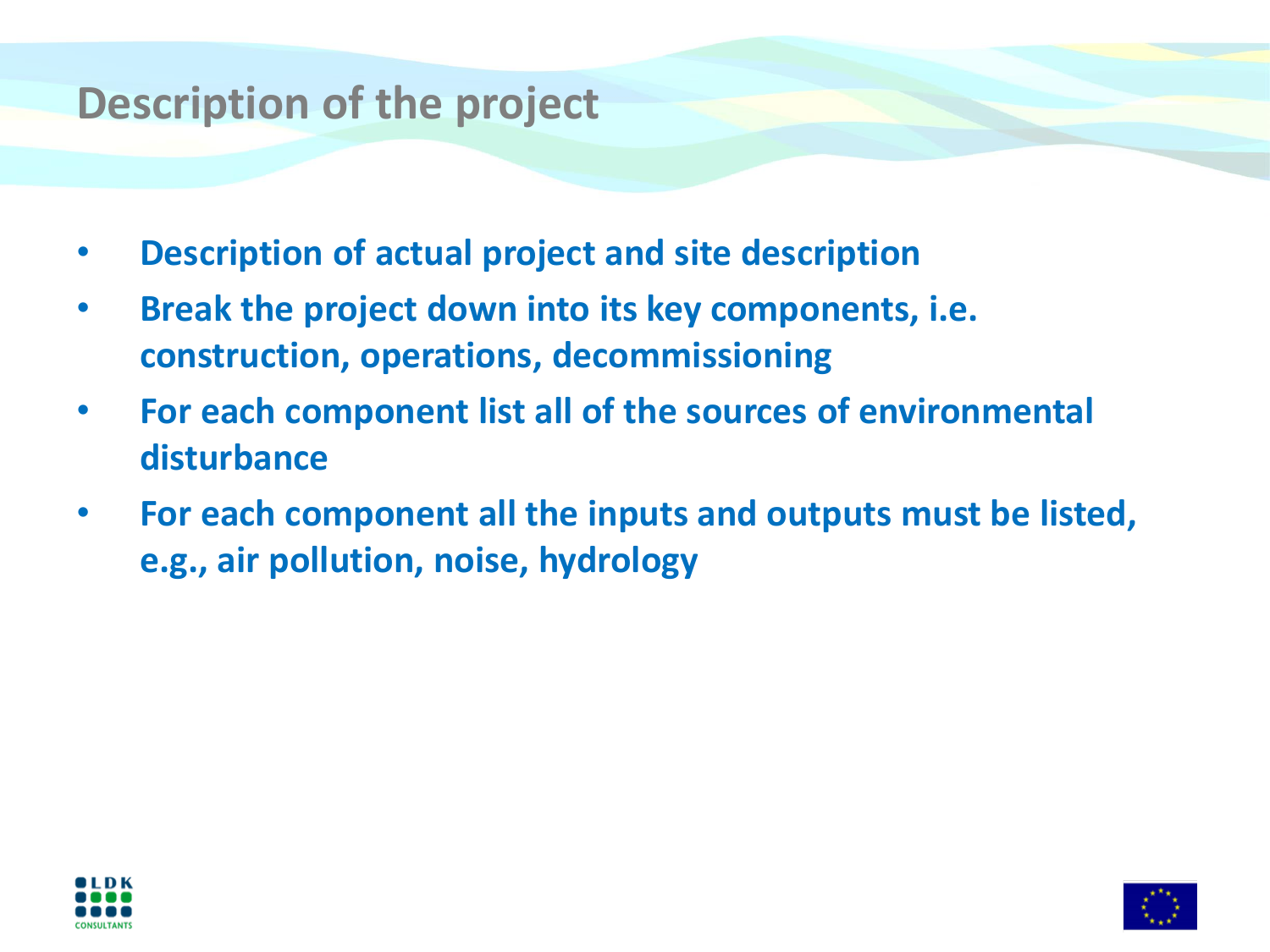# Description of the project

- **Description of actual project and site description**
- **Break the project down into its key components, i.e. construction, operations, decommissioning**
- **For each component list all of the sources of environmental disturbance**
- **For each component all the inputs and outputs must be listed, e.g., air pollution, noise, hydrology**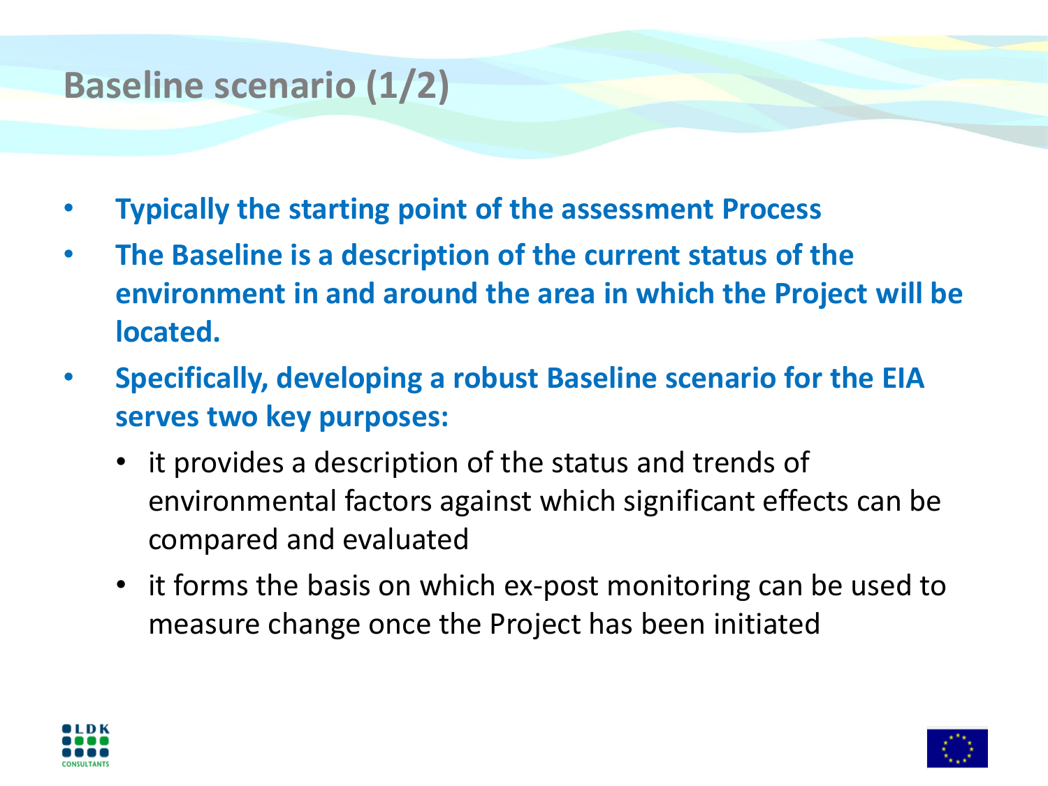# Baseline scenario (1/2)

- **Typically the starting point of the assessment Process**
- **The Baseline is a description of the current status of the environment in and around the area in which the Project will be located.**
- **Specifically, developing a robust Baseline scenario for the EIA serves two key purposes:**
  - it provides a description of the status and trends of environmental factors against which significant effects can be compared and evaluated
  - it forms the basis on which ex-post monitoring can be used to measure change once the Project has been initiated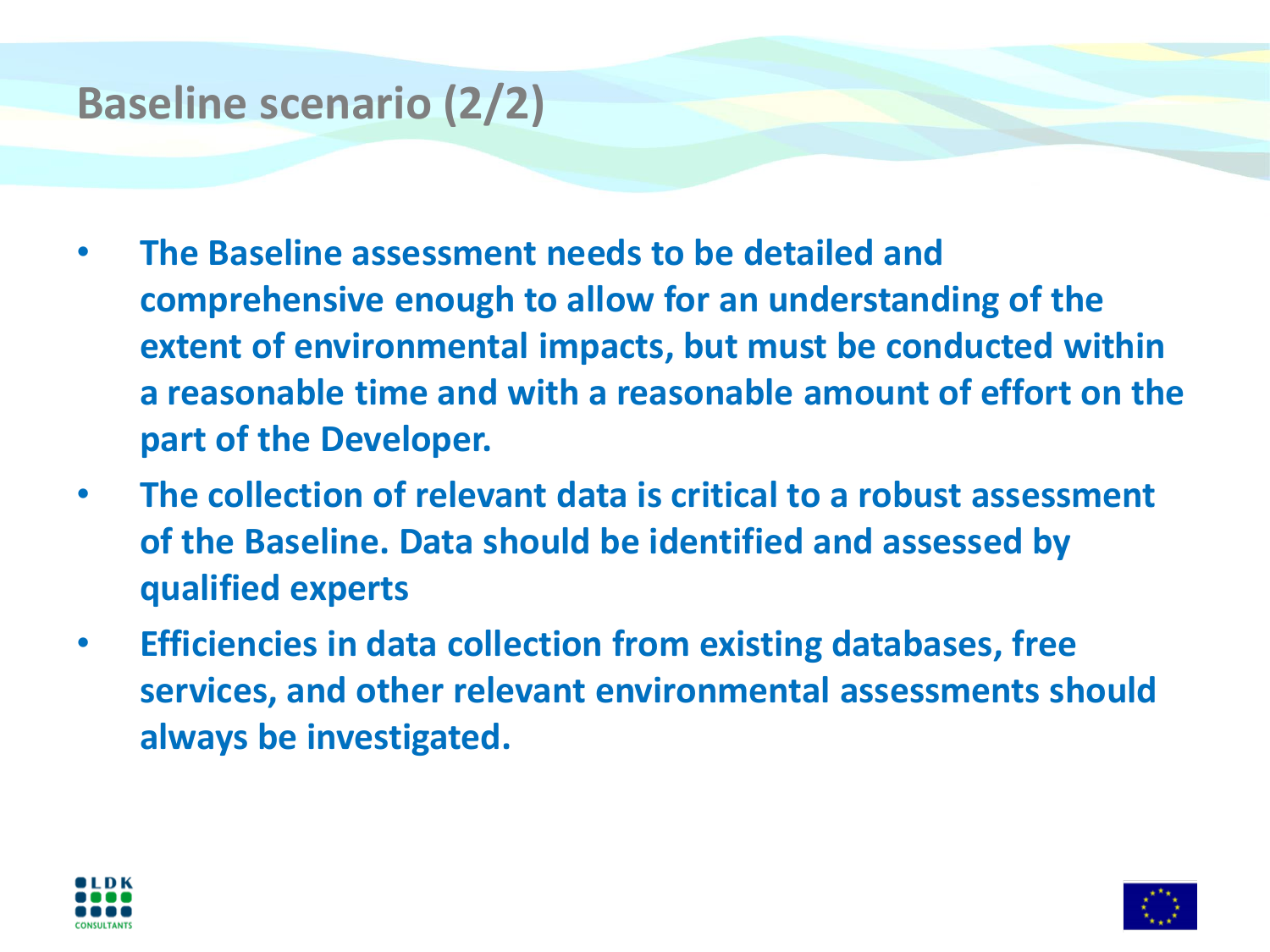# Baseline scenario (2/2)

- **The Baseline assessment needs to be detailed and comprehensive enough to allow for an understanding of the extent of environmental impacts, but must be conducted within a reasonable time and with a reasonable amount of effort on the part of the Developer.**
- **The collection of relevant data is critical to a robust assessment of the Baseline. Data should be identified and assessed by qualified experts**
- **Efficiencies in data collection from existing databases, free services, and other relevant environmental assessments should always be investigated.**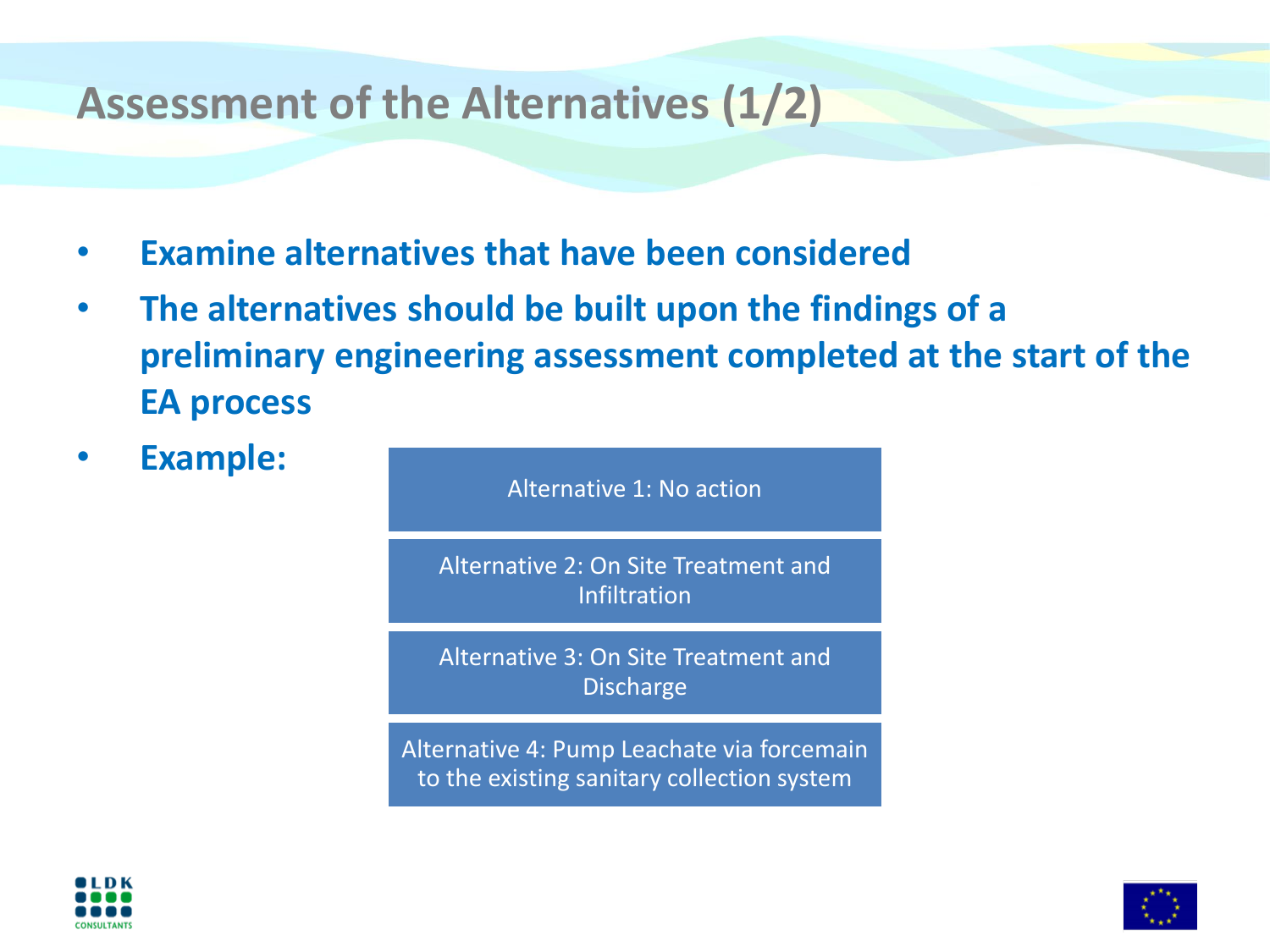# Assessment of the Alternatives (1/2)

- **Examine alternatives that have been considered**
- **The alternatives should be built upon the findings of a preliminary engineering assessment completed at the start of the EA process**
- **Example:**

  - Alternative 1: No action
  - Alternative 2: On Site Treatment and Infiltration
  - Alternative 3: On Site Treatment and Discharge
  - Alternative 4: Pump Leachate via forcemain to the existing sanitary collection system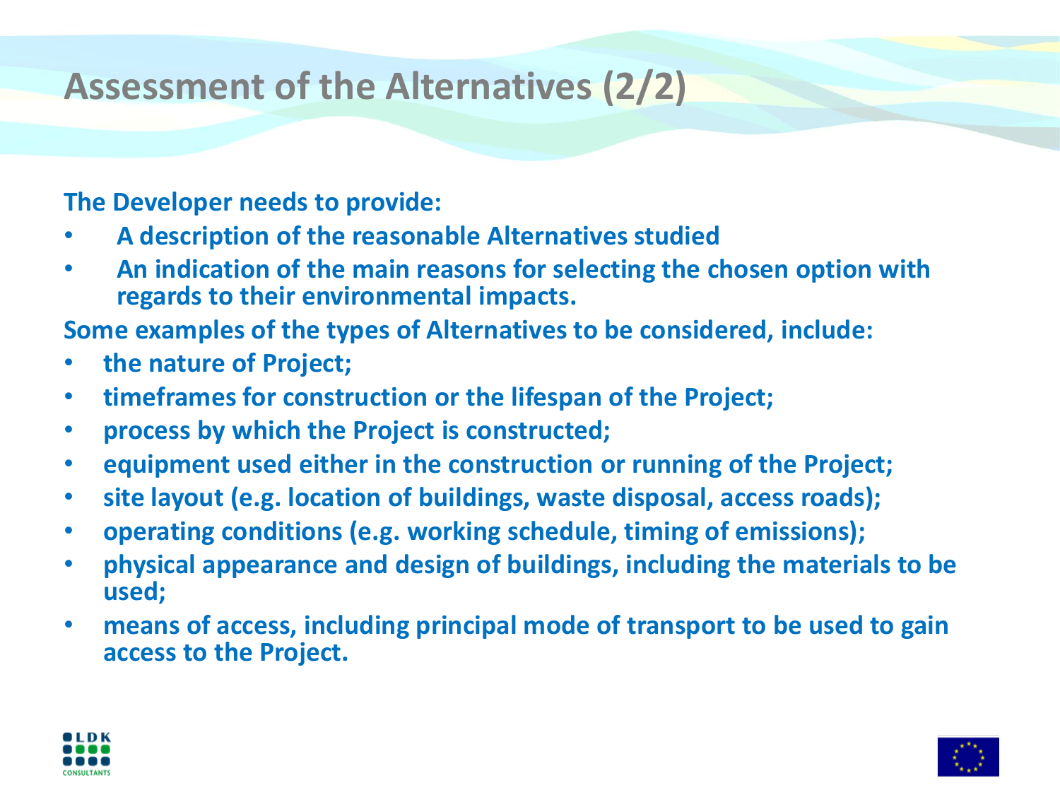# Assessment of the Alternatives (2/2)

**The Developer needs to provide:**

- **A description of the reasonable Alternatives studied**
- **An indication of the main reasons for selecting the chosen option with regards to their environmental impacts.**

**Some examples of the types of Alternatives to be considered, include:**

- **the nature of Project;**
- **timeframes for construction or the lifespan of the Project;**
- **process by which the Project is constructed;**
- **equipment used either in the construction or running of the Project;**
- **site layout (e.g. location of buildings, waste disposal, access roads);**
- **operating conditions (e.g. working schedule, timing of emissions);**
- **physical appearance and design of buildings, including the materials to be used;**
- **means of access, including principal mode of transport to be used to gain access to the Project.**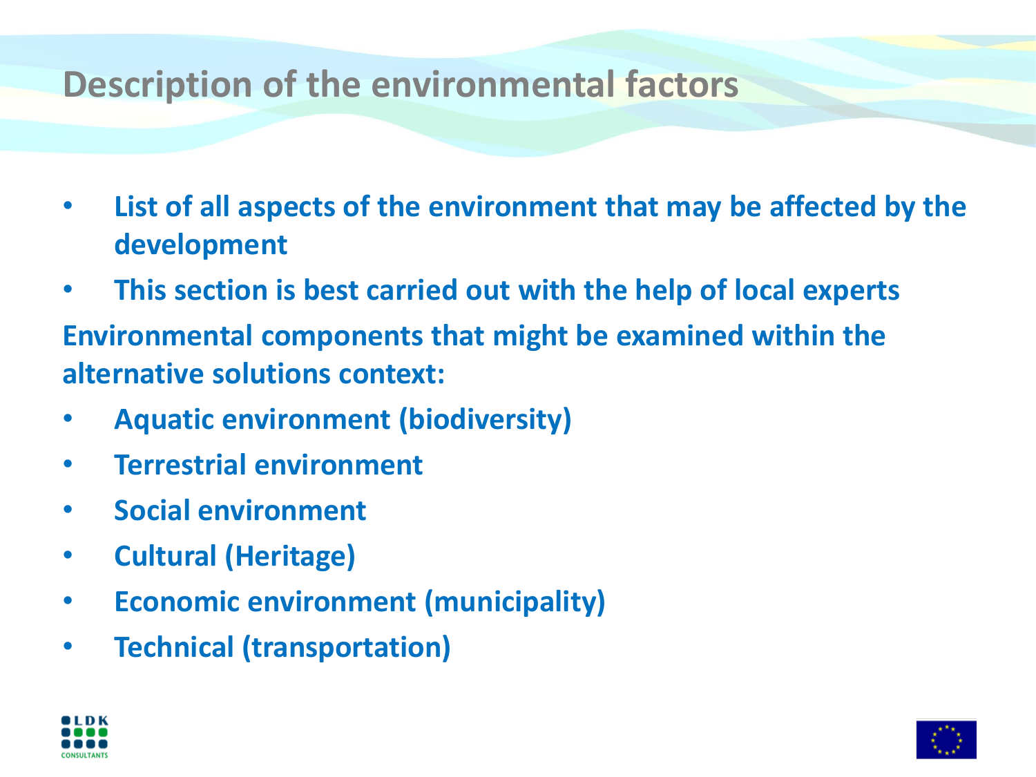# Description of the environmental factors

- **List of all aspects of the environment that may be affected by the development**
- **This section is best carried out with the help of local experts**

**Environmental components that might be examined within the alternative solutions context:**

- **Aquatic environment (biodiversity)**
- **Terrestrial environment**
- **Social environment**
- **Cultural (Heritage)**
- **Economic environment (municipality)**
- **Technical (transportation)**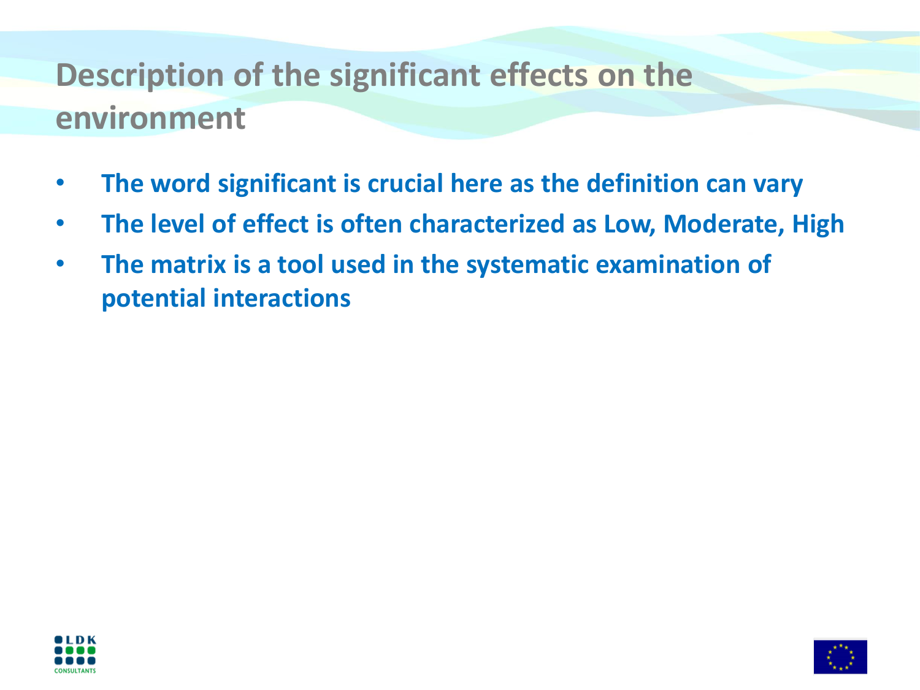# Description of the significant effects on the environment

- **The word significant is crucial here as the definition can vary**
- **The level of effect is often characterized as Low, Moderate, High**
- **The matrix is a tool used in the systematic examination of potential interactions**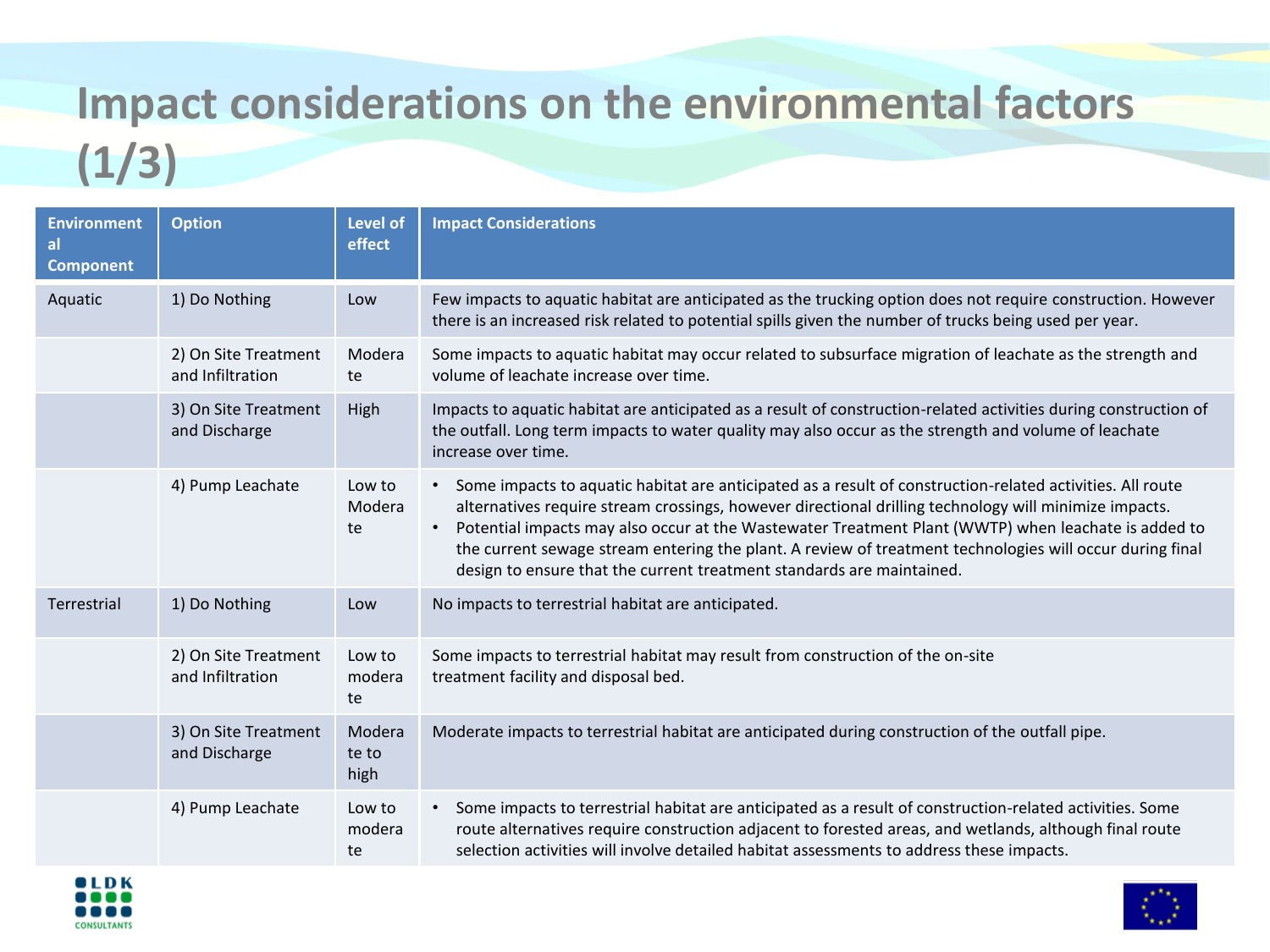# Impact considerations on the environmental factors (1/3)

| Environmental Component | Option | Level of effect | Impact Considerations |
|---|---|---|---|
| Aquatic | 1) Do Nothing | Low | Few impacts to aquatic habitat are anticipated as the trucking option does not require construction. However there is an increased risk related to potential spills given the number of trucks being used per year. |
| | 2) On Site Treatment and Infiltration | Moderate | Some impacts to aquatic habitat may occur related to subsurface migration of leachate as the strength and volume of leachate increase over time. |
| | 3) On Site Treatment and Discharge | High | Impacts to aquatic habitat are anticipated as a result of construction-related activities during construction of the outfall. Long term impacts to water quality may also occur as the strength and volume of leachate increase over time. |
| | 4) Pump Leachate | Low to Moderate | • Some impacts to aquatic habitat are anticipated as a result of construction-related activities. All route alternatives require stream crossings, however directional drilling technology will minimize impacts. <br> • Potential impacts may also occur at the Wastewater Treatment Plant (WWTP) when leachate is added to the current sewage stream entering the plant. A review of treatment technologies will occur during final design to ensure that the current treatment standards are maintained. |
| Terrestrial | 1) Do Nothing | Low | No impacts to terrestrial habitat are anticipated. |
| | 2) On Site Treatment and Infiltration | Low to moderate | Some impacts to terrestrial habitat may result from construction of the on-site treatment facility and disposal bed. |
| | 3) On Site Treatment and Discharge | Moderate to high | Moderate impacts to terrestrial habitat are anticipated during construction of the outfall pipe. |
| | 4) Pump Leachate | Low to moderate | • Some impacts to terrestrial habitat are anticipated as a result of construction-related activities. Some route alternatives require construction adjacent to forested areas, and wetlands, although final route selection activities will involve detailed habitat assessments to address these impacts. |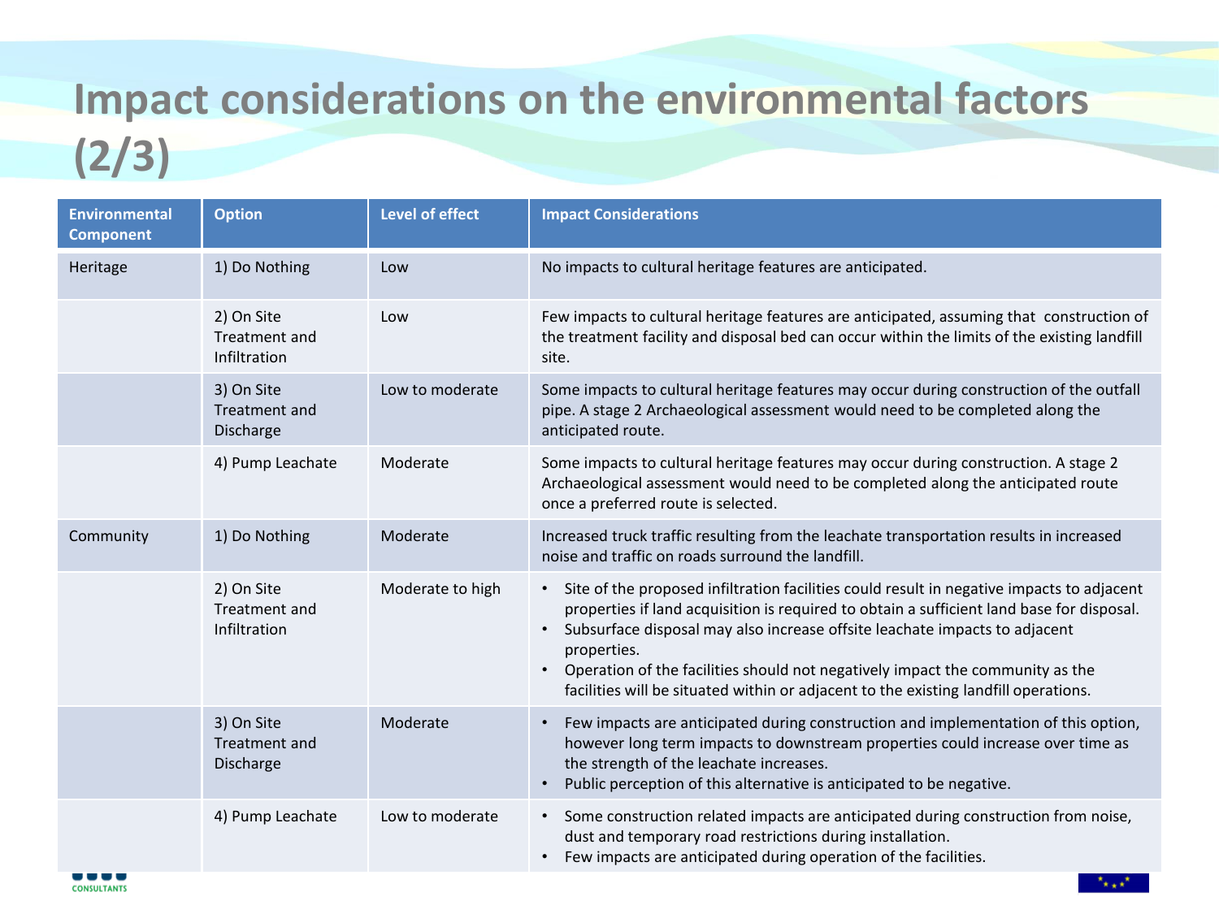# Impact considerations on the environmental factors (2/3)

| Environmental Component | Option | Level of effect | Impact Considerations |
|---|---|---|---|
| Heritage | 1) Do Nothing | Low | No impacts to cultural heritage features are anticipated. |
| | 2) On Site Treatment and Infiltration | Low | Few impacts to cultural heritage features are anticipated, assuming that construction of the treatment facility and disposal bed can occur within the limits of the existing landfill site. |
| | 3) On Site Treatment and Discharge | Low to moderate | Some impacts to cultural heritage features may occur during construction of the outfall pipe. A stage 2 Archaeological assessment would need to be completed along the anticipated route. |
| | 4) Pump Leachate | Moderate | Some impacts to cultural heritage features may occur during construction. A stage 2 Archaeological assessment would need to be completed along the anticipated route once a preferred route is selected. |
| Community | 1) Do Nothing | Moderate | Increased truck traffic resulting from the leachate transportation results in increased noise and traffic on roads surround the landfill. |
| | 2) On Site Treatment and Infiltration | Moderate to high | • Site of the proposed infiltration facilities could result in negative impacts to adjacent properties if land acquisition is required to obtain a sufficient land base for disposal.<br>• Subsurface disposal may also increase offsite leachate impacts to adjacent properties.<br>• Operation of the facilities should not negatively impact the community as the facilities will be situated within or adjacent to the existing landfill operations. |
| | 3) On Site Treatment and Discharge | Moderate | • Few impacts are anticipated during construction and implementation of this option, however long term impacts to downstream properties could increase over time as the strength of the leachate increases.<br>• Public perception of this alternative is anticipated to be negative. |
| | 4) Pump Leachate | Low to moderate | • Some construction related impacts are anticipated during construction from noise, dust and temporary road restrictions during installation.<br>• Few impacts are anticipated during operation of the facilities. |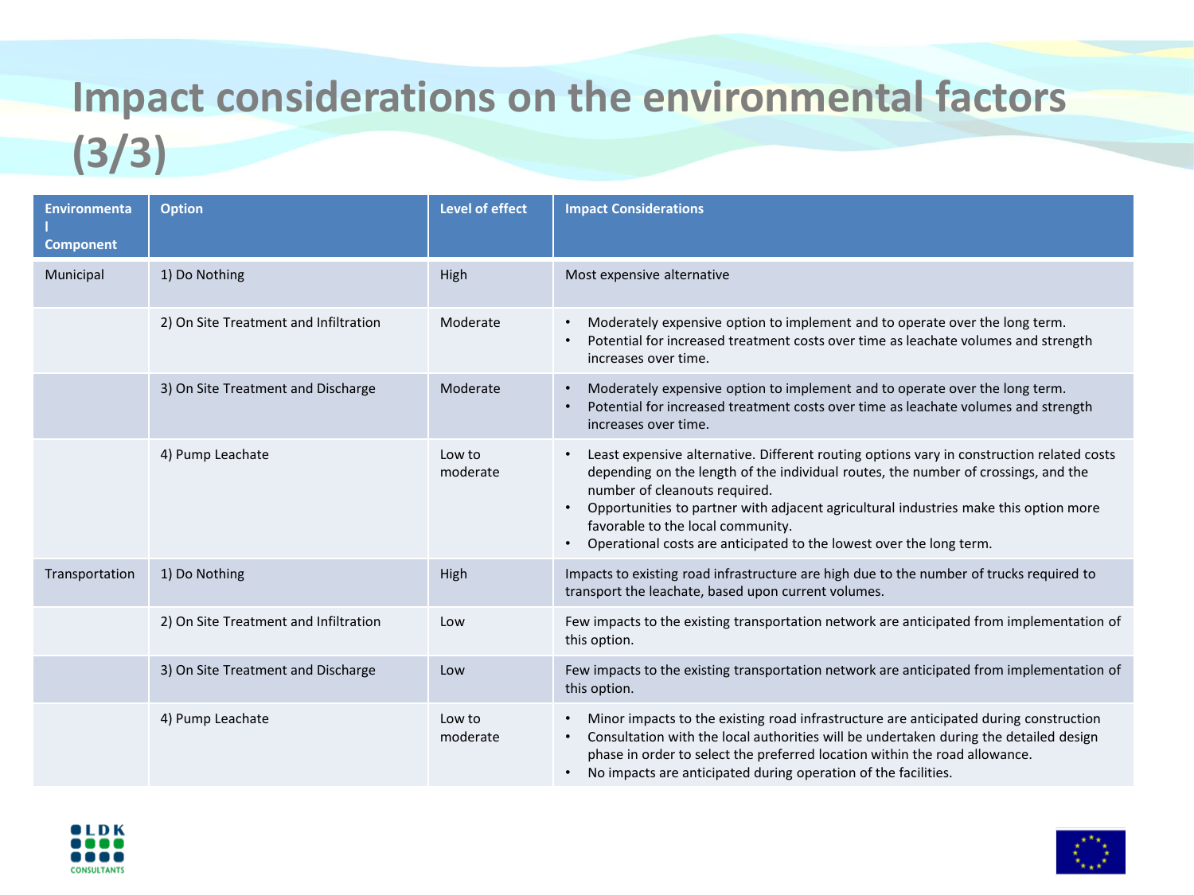# Impact considerations on the environmental factors (3/3)

| Environmental Component | Option | Level of effect | Impact Considerations |
|---|---|---|---|
| Municipal | 1) Do Nothing | High | Most expensive alternative |
| | 2) On Site Treatment and Infiltration | Moderate | • Moderately expensive option to implement and to operate over the long term.<br>• Potential for increased treatment costs over time as leachate volumes and strength increases over time. |
| | 3) On Site Treatment and Discharge | Moderate | • Moderately expensive option to implement and to operate over the long term.<br>• Potential for increased treatment costs over time as leachate volumes and strength increases over time. |
| | 4) Pump Leachate | Low to moderate | • Least expensive alternative. Different routing options vary in construction related costs depending on the length of the individual routes, the number of crossings, and the number of cleanouts required.<br>• Opportunities to partner with adjacent agricultural industries make this option more favorable to the local community.<br>• Operational costs are anticipated to the lowest over the long term. |
| Transportation | 1) Do Nothing | High | Impacts to existing road infrastructure are high due to the number of trucks required to transport the leachate, based upon current volumes. |
| | 2) On Site Treatment and Infiltration | Low | Few impacts to the existing transportation network are anticipated from implementation of this option. |
| | 3) On Site Treatment and Discharge | Low | Few impacts to the existing transportation network are anticipated from implementation of this option. |
| | 4) Pump Leachate | Low to moderate | • Minor impacts to the existing road infrastructure are anticipated during construction<br>• Consultation with the local authorities will be undertaken during the detailed design phase in order to select the preferred location within the road allowance.<br>• No impacts are anticipated during operation of the facilities. |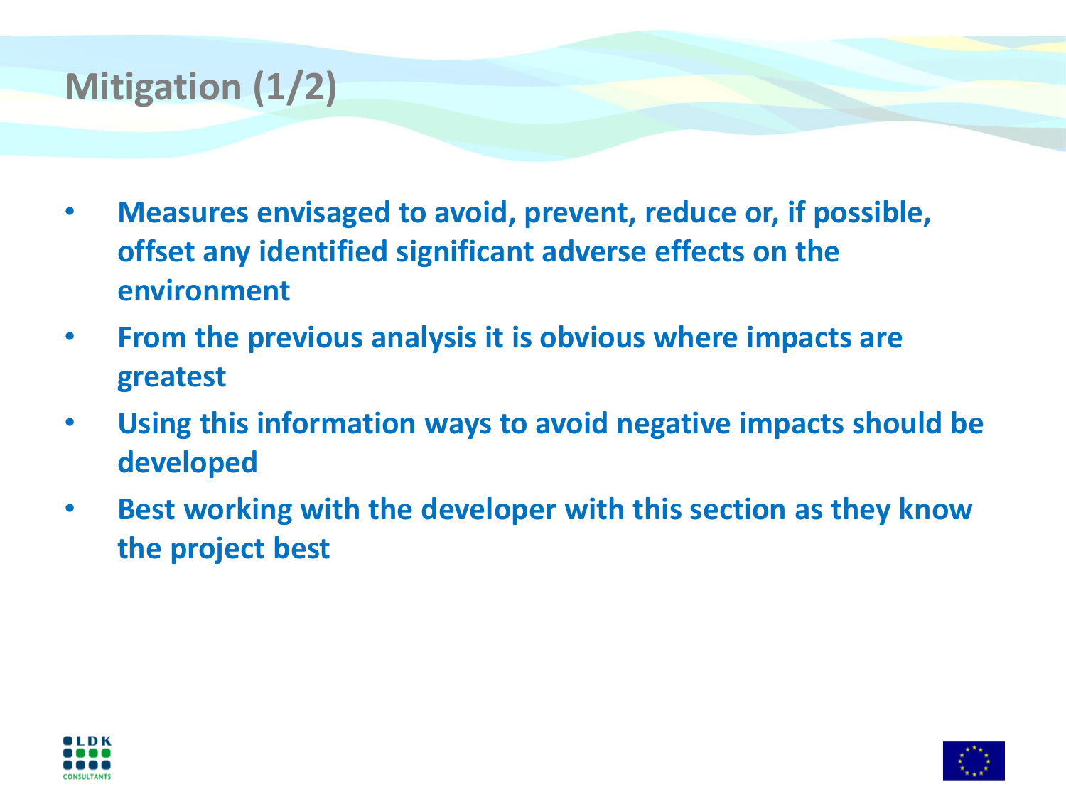# Mitigation (1/2)

- **Measures envisaged to avoid, prevent, reduce or, if possible, offset any identified significant adverse effects on the environment**
- **From the previous analysis it is obvious where impacts are greatest**
- **Using this information ways to avoid negative impacts should be developed**
- **Best working with the developer with this section as they know the project best**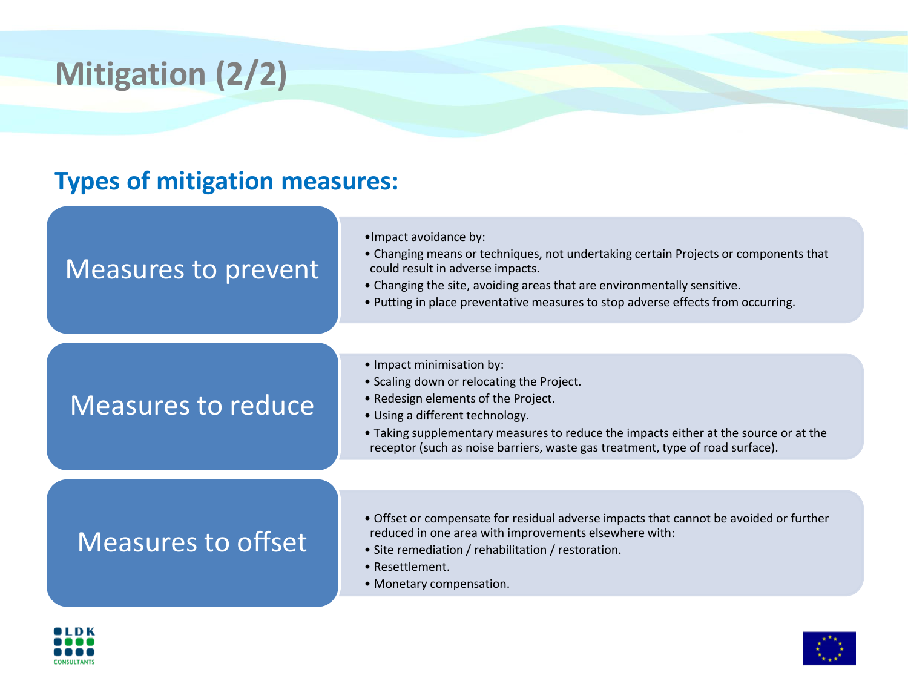# Mitigation (2/2)

## Types of mitigation measures:

### Measures to prevent

- Impact avoidance by:
- Changing means or techniques, not undertaking certain Projects or components that could result in adverse impacts.
- Changing the site, avoiding areas that are environmentally sensitive.
- Putting in place preventative measures to stop adverse effects from occurring.

### Measures to reduce

- Impact minimisation by:
- Scaling down or relocating the Project.
- Redesign elements of the Project.
- Using a different technology.
- Taking supplementary measures to reduce the impacts either at the source or at the receptor (such as noise barriers, waste gas treatment, type of road surface).

### Measures to offset

- Offset or compensate for residual adverse impacts that cannot be avoided or further reduced in one area with improvements elsewhere with:
- Site remediation / rehabilitation / restoration.
- Resettlement.
- Monetary compensation.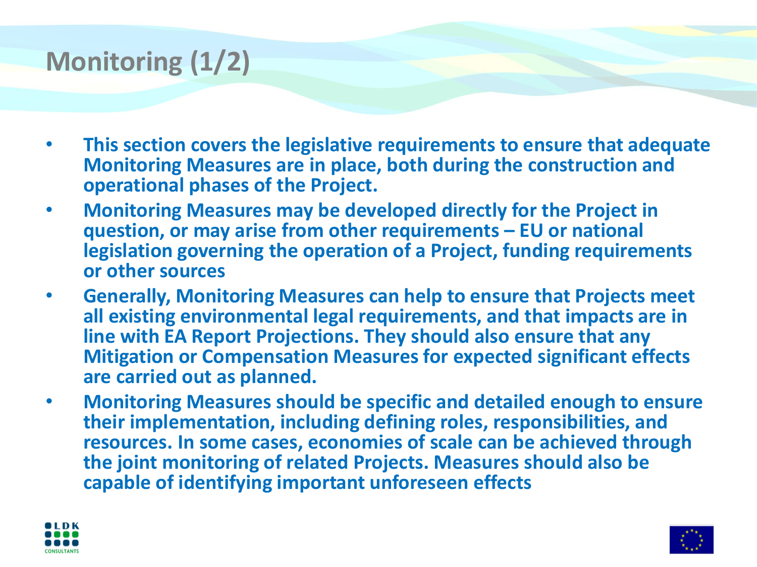# Monitoring (1/2)

- **This section covers the legislative requirements to ensure that adequate Monitoring Measures are in place, both during the construction and operational phases of the Project.**
- **Monitoring Measures may be developed directly for the Project in question, or may arise from other requirements – EU or national legislation governing the operation of a Project, funding requirements or other sources**
- **Generally, Monitoring Measures can help to ensure that Projects meet all existing environmental legal requirements, and that impacts are in line with EA Report Projections. They should also ensure that any Mitigation or Compensation Measures for expected significant effects are carried out as planned.**
- **Monitoring Measures should be specific and detailed enough to ensure their implementation, including defining roles, responsibilities, and resources. In some cases, economies of scale can be achieved through the joint monitoring of related Projects. Measures should also be capable of identifying important unforeseen effects**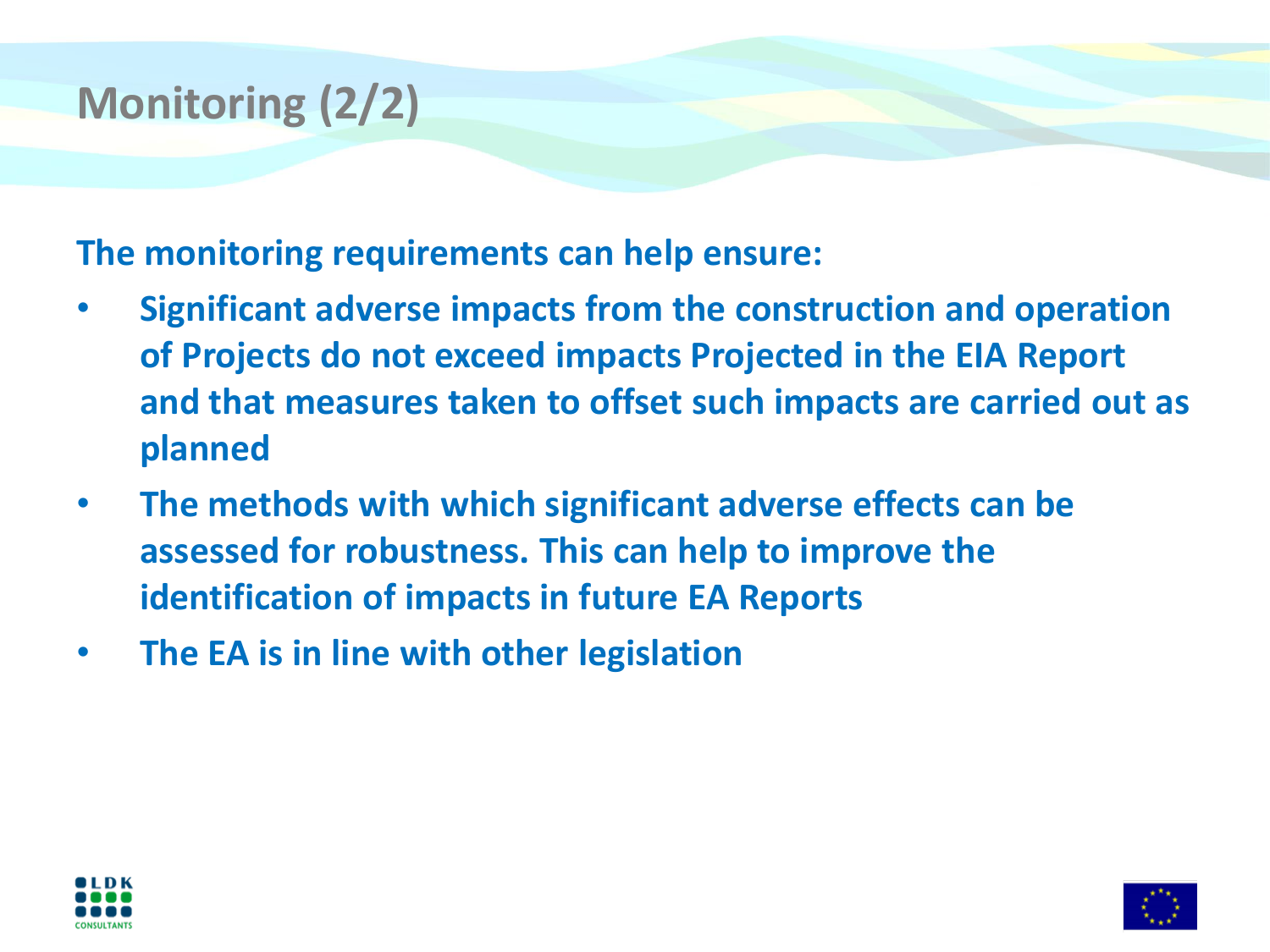# Monitoring (2/2)

**The monitoring requirements can help ensure:**

- **Significant adverse impacts from the construction and operation of Projects do not exceed impacts Projected in the EIA Report and that measures taken to offset such impacts are carried out as planned**
- **The methods with which significant adverse effects can be assessed for robustness. This can help to improve the identification of impacts in future EA Reports**
- **The EA is in line with other legislation**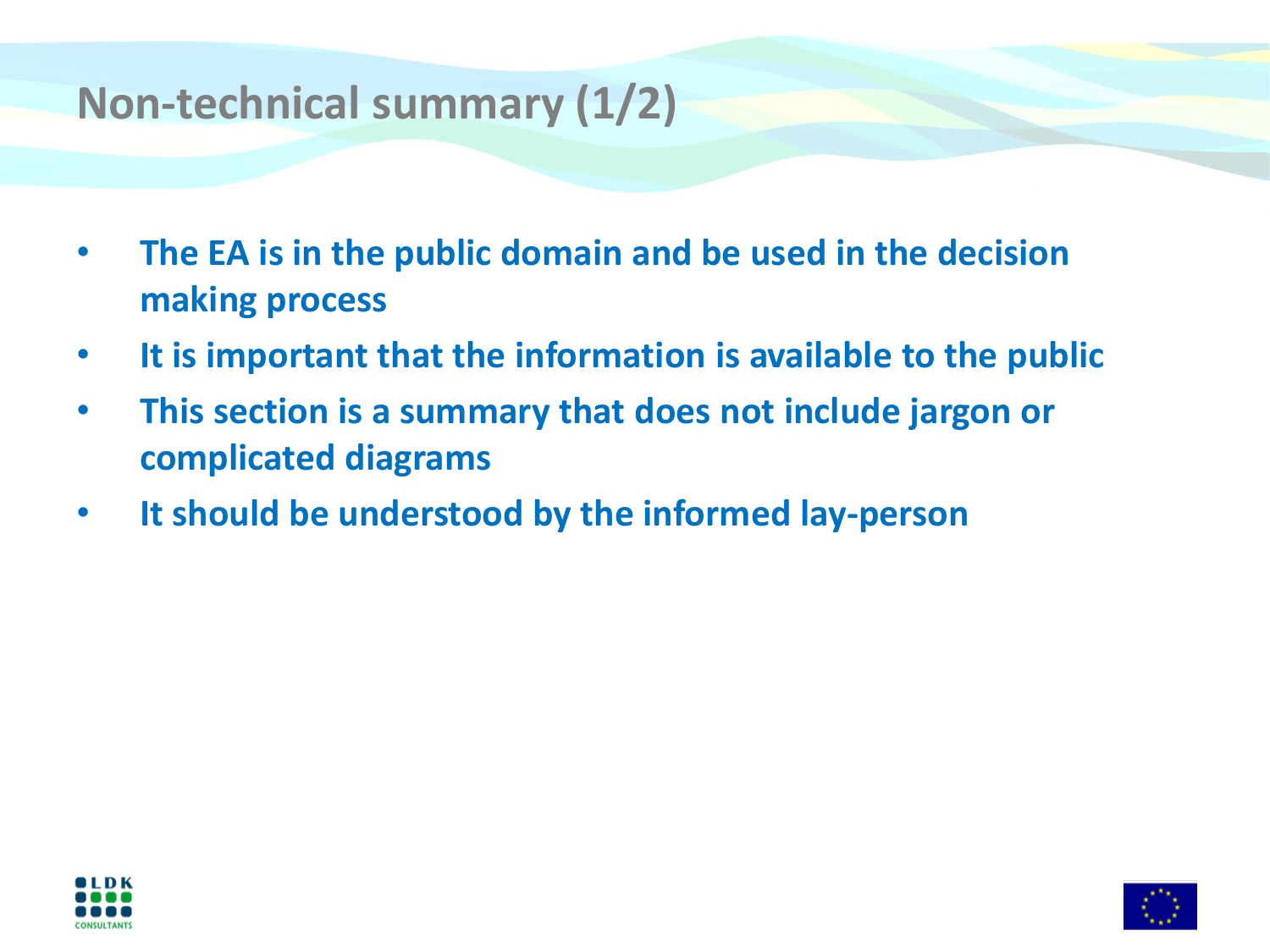# Non-technical summary (1/2)

- **The EA is in the public domain and be used in the decision making process**
- **It is important that the information is available to the public**
- **This section is a summary that does not include jargon or complicated diagrams**
- **It should be understood by the informed lay-person**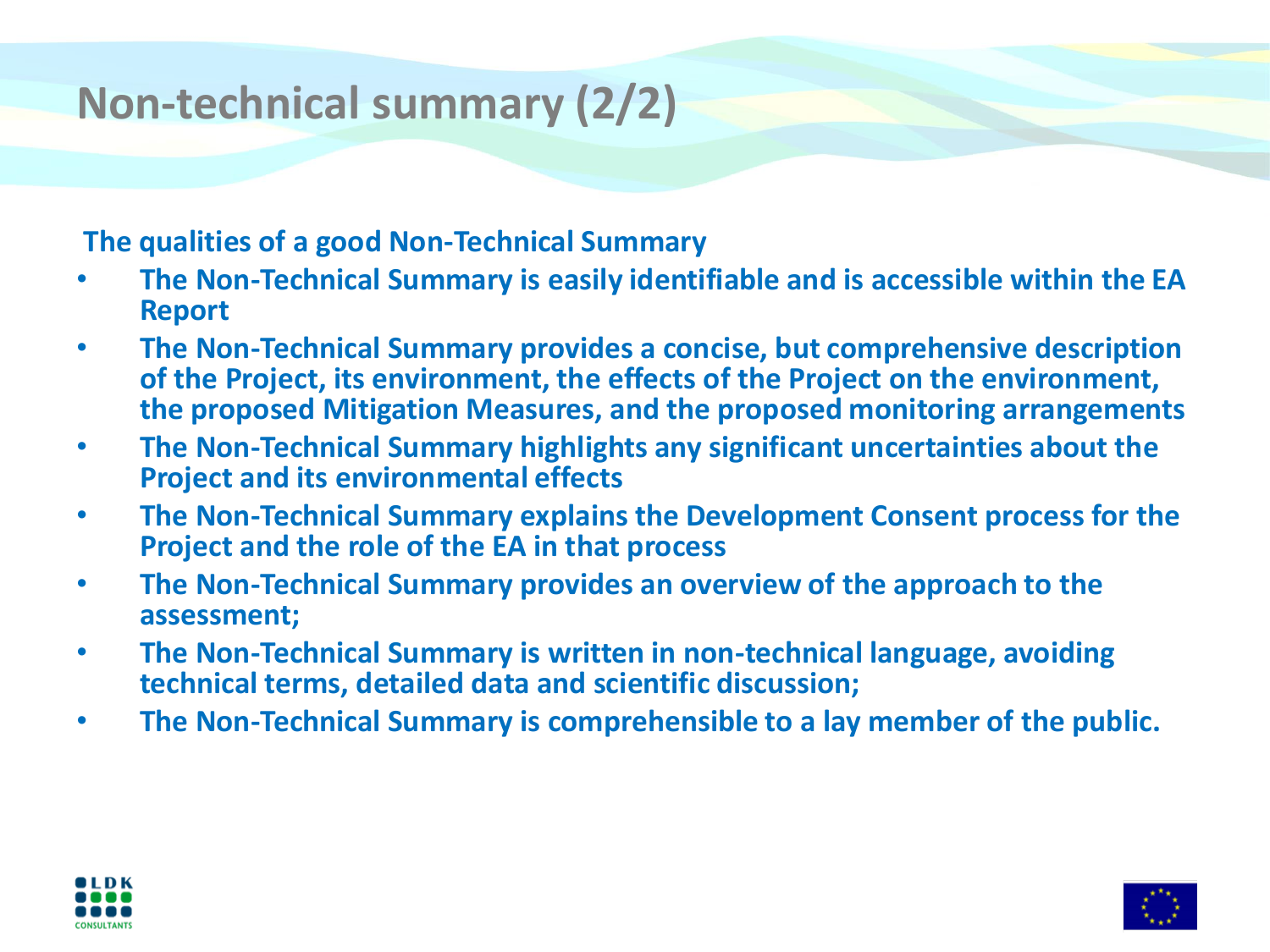# Non-technical summary (2/2)

**The qualities of a good Non-Technical Summary**

- **The Non-Technical Summary is easily identifiable and is accessible within the EA Report**
- **The Non-Technical Summary provides a concise, but comprehensive description of the Project, its environment, the effects of the Project on the environment, the proposed Mitigation Measures, and the proposed monitoring arrangements**
- **The Non-Technical Summary highlights any significant uncertainties about the Project and its environmental effects**
- **The Non-Technical Summary explains the Development Consent process for the Project and the role of the EA in that process**
- **The Non-Technical Summary provides an overview of the approach to the assessment;**
- **The Non-Technical Summary is written in non-technical language, avoiding technical terms, detailed data and scientific discussion;**
- **The Non-Technical Summary is comprehensible to a lay member of the public.**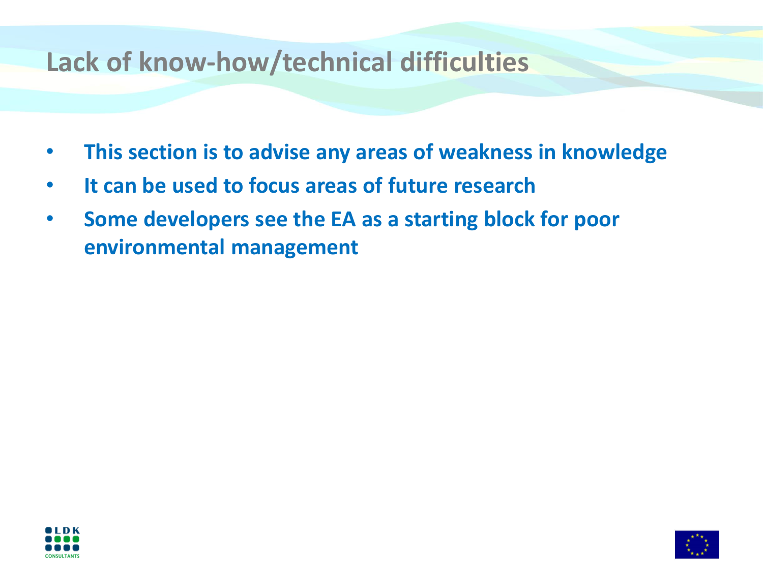# Lack of know-how/technical difficulties

- **This section is to advise any areas of weakness in knowledge**
- **It can be used to focus areas of future research**
- **Some developers see the EA as a starting block for poor environmental management**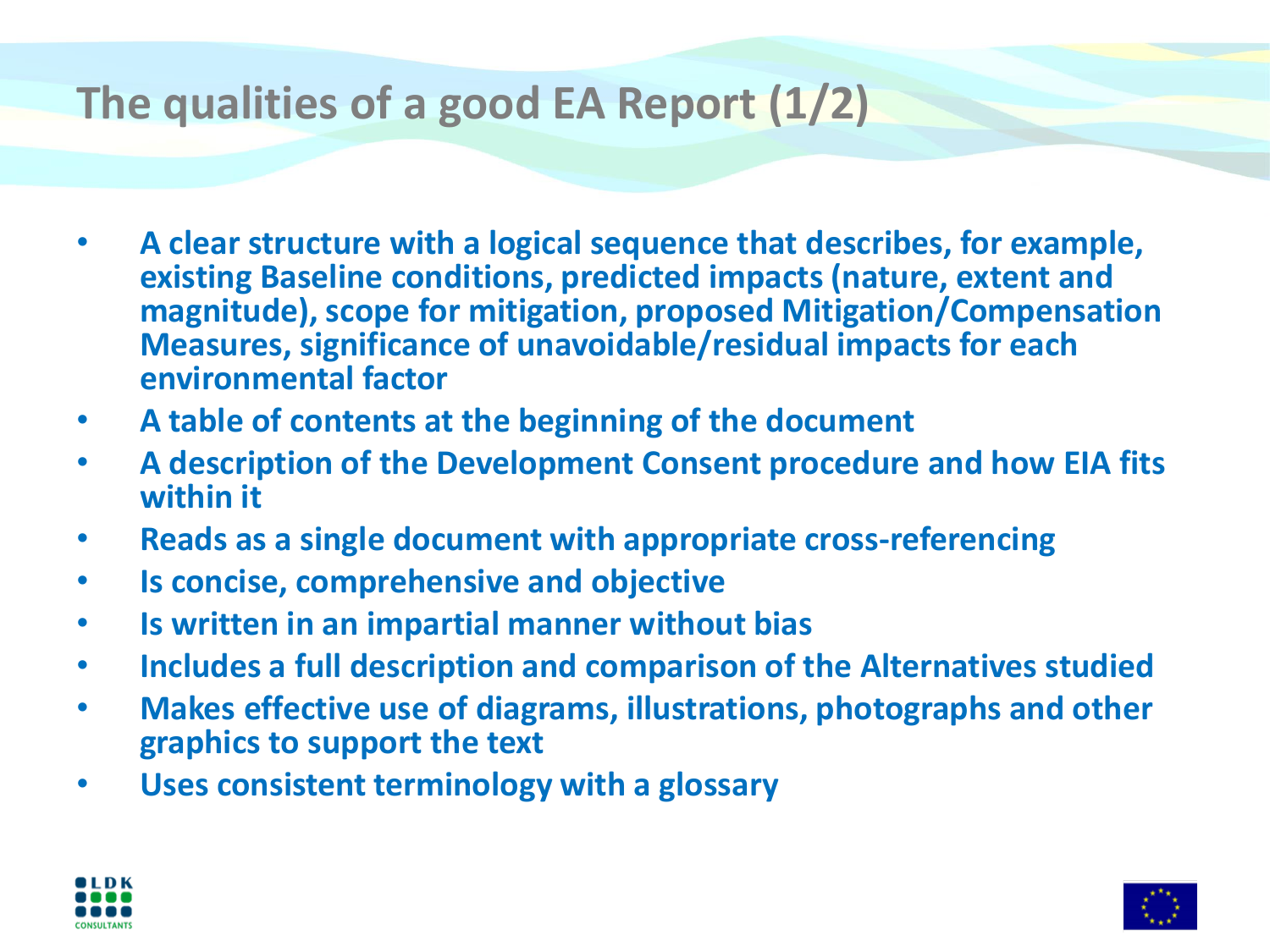# The qualities of a good EA Report (1/2)

- A clear structure with a logical sequence that describes, for example, existing Baseline conditions, predicted impacts (nature, extent and magnitude), scope for mitigation, proposed Mitigation/Compensation Measures, significance of unavoidable/residual impacts for each environmental factor
- A table of contents at the beginning of the document
- A description of the Development Consent procedure and how EIA fits within it
- Reads as a single document with appropriate cross-referencing
- Is concise, comprehensive and objective
- Is written in an impartial manner without bias
- Includes a full description and comparison of the Alternatives studied
- Makes effective use of diagrams, illustrations, photographs and other graphics to support the text
- Uses consistent terminology with a glossary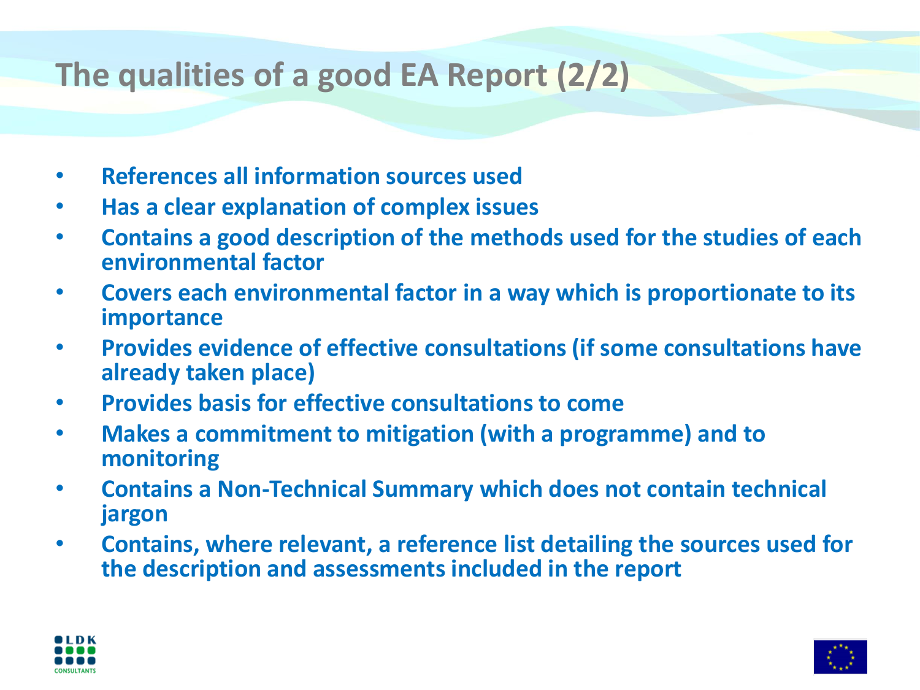# The qualities of a good EA Report (2/2)

- **References all information sources used**
- **Has a clear explanation of complex issues**
- **Contains a good description of the methods used for the studies of each environmental factor**
- **Covers each environmental factor in a way which is proportionate to its importance**
- **Provides evidence of effective consultations (if some consultations have already taken place)**
- **Provides basis for effective consultations to come**
- **Makes a commitment to mitigation (with a programme) and to monitoring**
- **Contains a Non-Technical Summary which does not contain technical jargon**
- **Contains, where relevant, a reference list detailing the sources used for the description and assessments included in the report**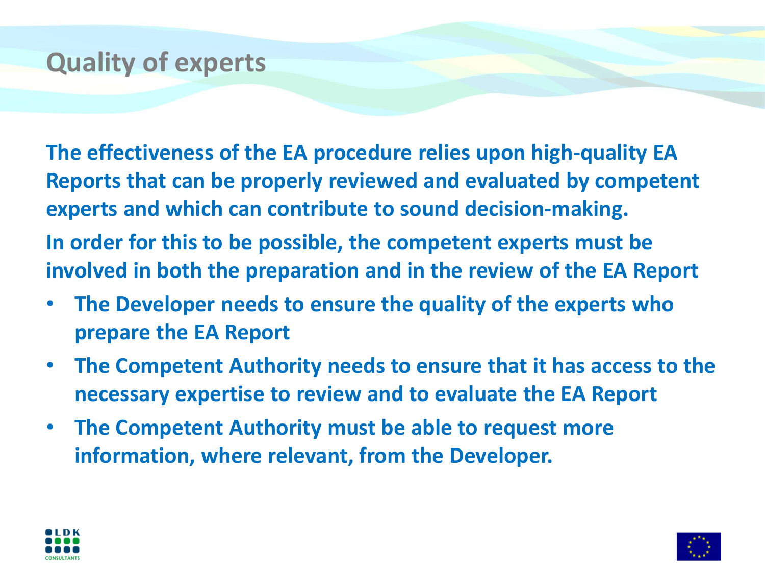# Quality of experts

**The effectiveness of the EA procedure relies upon high-quality EA Reports that can be properly reviewed and evaluated by competent experts and which can contribute to sound decision-making.**

**In order for this to be possible, the competent experts must be involved in both the preparation and in the review of the EA Report**

- **The Developer needs to ensure the quality of the experts who prepare the EA Report**
- **The Competent Authority needs to ensure that it has access to the necessary expertise to review and to evaluate the EA Report**
- **The Competent Authority must be able to request more information, where relevant, from the Developer.**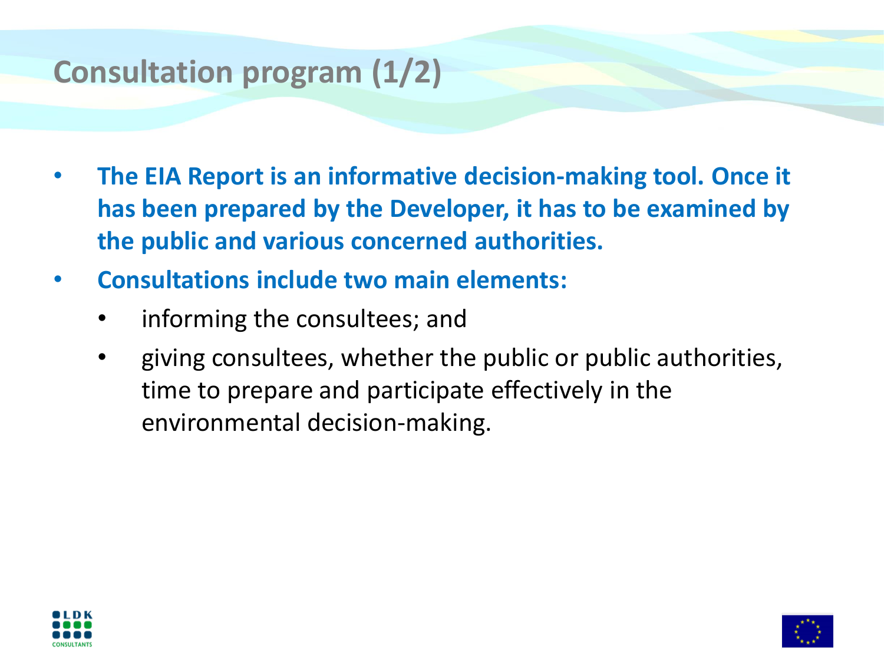# Consultation program (1/2)

- **The EIA Report is an informative decision-making tool. Once it has been prepared by the Developer, it has to be examined by the public and various concerned authorities.**
- **Consultations include two main elements:**
  - informing the consultees; and
  - giving consultees, whether the public or public authorities, time to prepare and participate effectively in the environmental decision-making.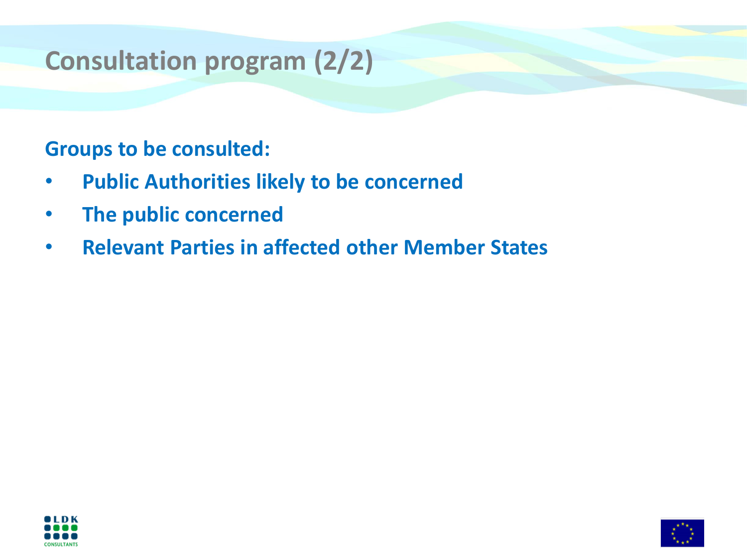# Consultation program (2/2)

**Groups to be consulted:**

- **Public Authorities likely to be concerned**
- **The public concerned**
- **Relevant Parties in affected other Member States**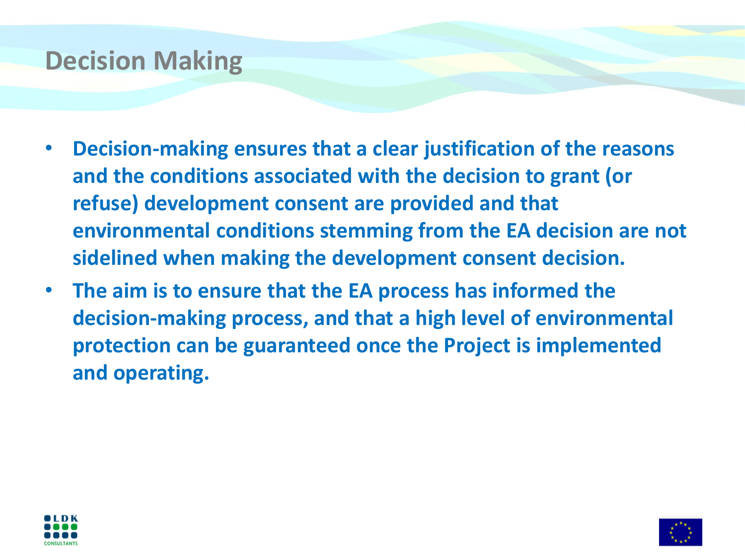# Decision Making

- **Decision-making ensures that a clear justification of the reasons and the conditions associated with the decision to grant (or refuse) development consent are provided and that environmental conditions stemming from the EA decision are not sidelined when making the development consent decision.**
- **The aim is to ensure that the EA process has informed the decision-making process, and that a high level of environmental protection can be guaranteed once the Project is implemented and operating.**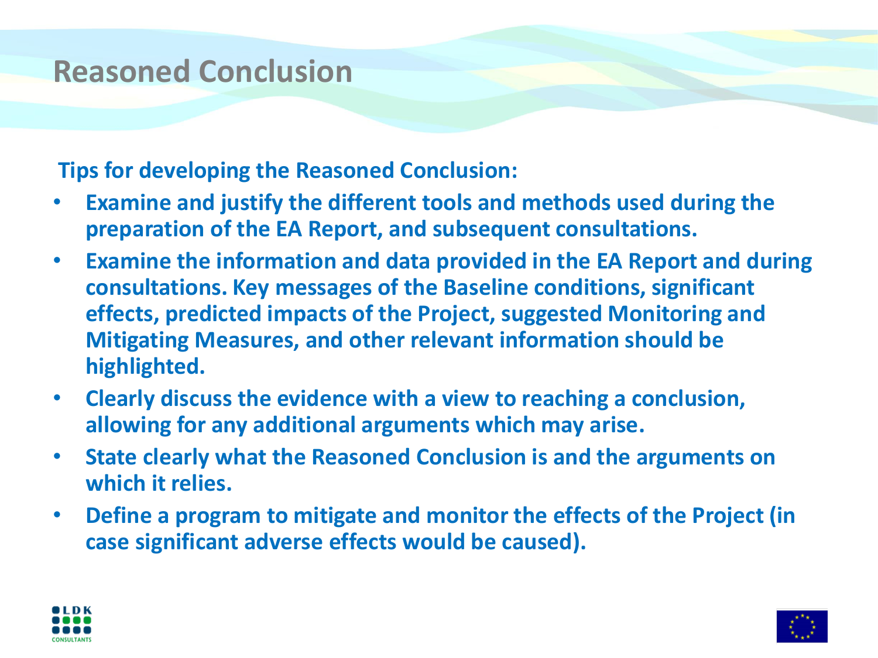# Reasoned Conclusion

**Tips for developing the Reasoned Conclusion:**

- **Examine and justify the different tools and methods used during the preparation of the EA Report, and subsequent consultations.**
- **Examine the information and data provided in the EA Report and during consultations. Key messages of the Baseline conditions, significant effects, predicted impacts of the Project, suggested Monitoring and Mitigating Measures, and other relevant information should be highlighted.**
- **Clearly discuss the evidence with a view to reaching a conclusion, allowing for any additional arguments which may arise.**
- **State clearly what the Reasoned Conclusion is and the arguments on which it relies.**
- **Define a program to mitigate and monitor the effects of the Project (in case significant adverse effects would be caused).**